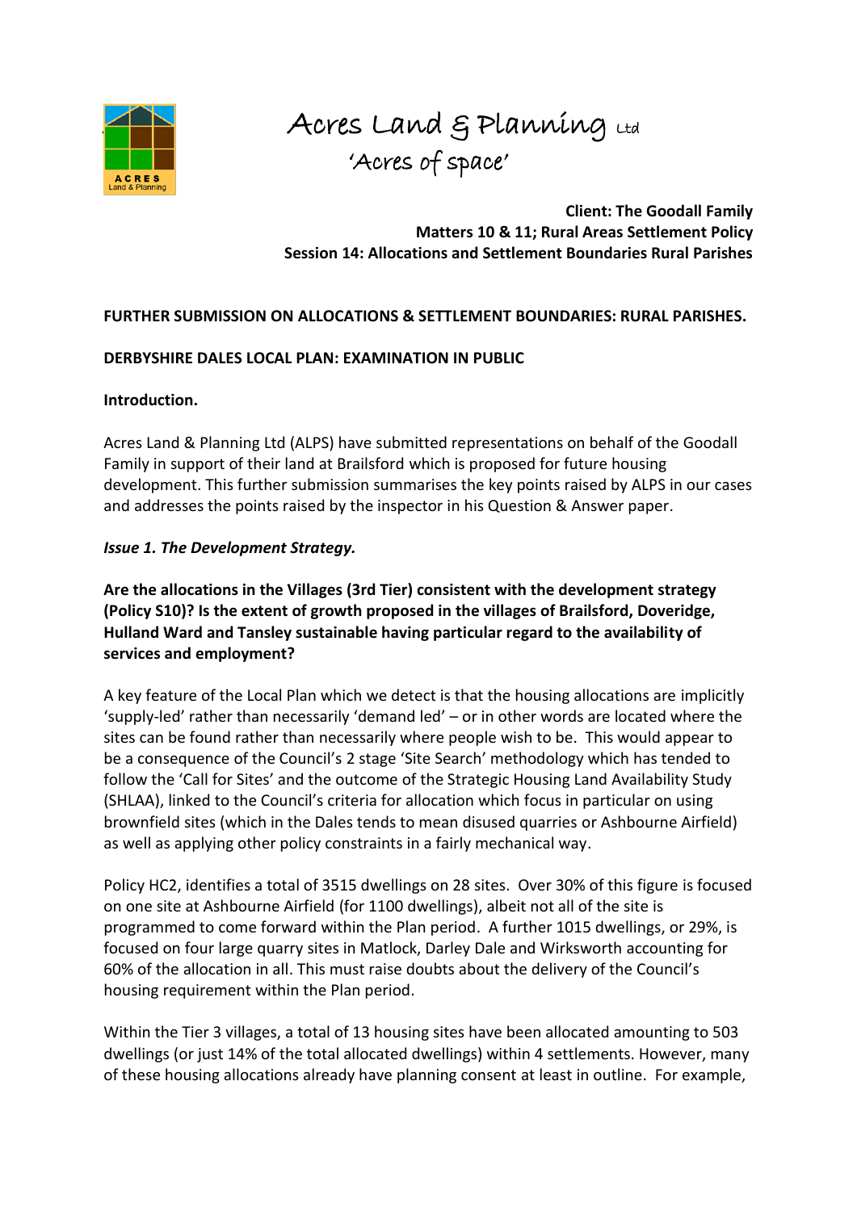Acres Land & Planning Ltd
'Acres of space'

**Client: The Goodall Family**
**Matters 10 & 11; Rural Areas Settlement Policy**
**Session 14: Allocations and Settlement Boundaries Rural Parishes**

**FURTHER SUBMISSION ON ALLOCATIONS & SETTLEMENT BOUNDARIES: RURAL PARISHES.**

**DERBYSHIRE DALES LOCAL PLAN: EXAMINATION IN PUBLIC**

**Introduction.**

Acres Land & Planning Ltd (ALPS) have submitted representations on behalf of the Goodall Family in support of their land at Brailsford which is proposed for future housing development. This further submission summarises the key points raised by ALPS in our cases and addresses the points raised by the inspector in his Question & Answer paper.

***Issue 1. The Development Strategy.***

**Are the allocations in the Villages (3rd Tier) consistent with the development strategy (Policy S10)? Is the extent of growth proposed in the villages of Brailsford, Doveridge, Hulland Ward and Tansley sustainable having particular regard to the availability of services and employment?**

A key feature of the Local Plan which we detect is that the housing allocations are implicitly 'supply-led' rather than necessarily 'demand led' – or in other words are located where the sites can be found rather than necessarily where people wish to be. This would appear to be a consequence of the Council's 2 stage 'Site Search' methodology which has tended to follow the 'Call for Sites' and the outcome of the Strategic Housing Land Availability Study (SHLAA), linked to the Council's criteria for allocation which focus in particular on using brownfield sites (which in the Dales tends to mean disused quarries or Ashbourne Airfield) as well as applying other policy constraints in a fairly mechanical way.

Policy HC2, identifies a total of 3515 dwellings on 28 sites. Over 30% of this figure is focused on one site at Ashbourne Airfield (for 1100 dwellings), albeit not all of the site is programmed to come forward within the Plan period. A further 1015 dwellings, or 29%, is focused on four large quarry sites in Matlock, Darley Dale and Wirksworth accounting for 60% of the allocation in all. This must raise doubts about the delivery of the Council's housing requirement within the Plan period.

Within the Tier 3 villages, a total of 13 housing sites have been allocated amounting to 503 dwellings (or just 14% of the total allocated dwellings) within 4 settlements. However, many of these housing allocations already have planning consent at least in outline. For example,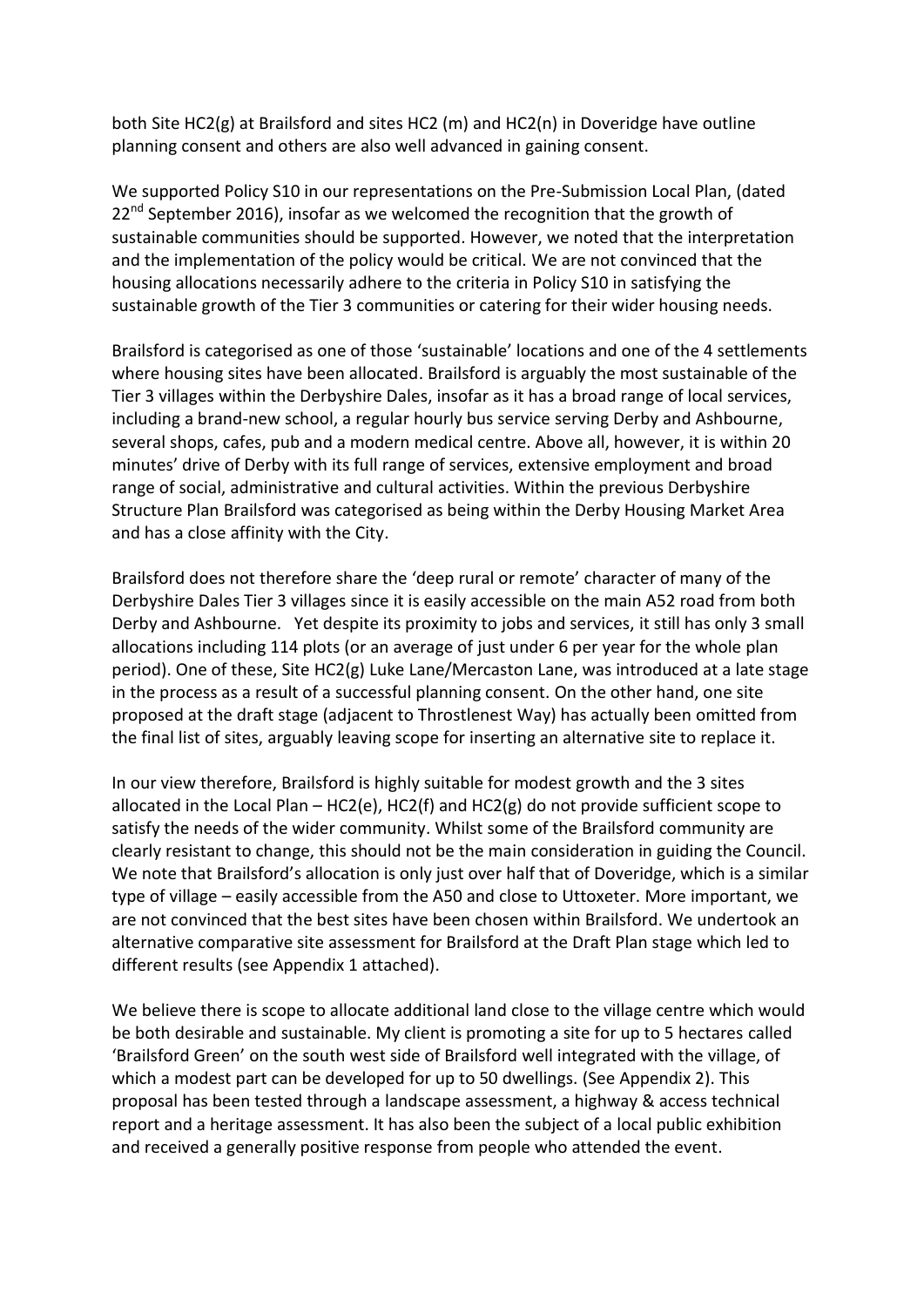both Site HC2(g) at Brailsford and sites HC2 (m) and HC2(n) in Doveridge have outline planning consent and others are also well advanced in gaining consent.

We supported Policy S10 in our representations on the Pre-Submission Local Plan, (dated 22nd September 2016), insofar as we welcomed the recognition that the growth of sustainable communities should be supported. However, we noted that the interpretation and the implementation of the policy would be critical. We are not convinced that the housing allocations necessarily adhere to the criteria in Policy S10 in satisfying the sustainable growth of the Tier 3 communities or catering for their wider housing needs.

Brailsford is categorised as one of those 'sustainable' locations and one of the 4 settlements where housing sites have been allocated. Brailsford is arguably the most sustainable of the Tier 3 villages within the Derbyshire Dales, insofar as it has a broad range of local services, including a brand-new school, a regular hourly bus service serving Derby and Ashbourne, several shops, cafes, pub and a modern medical centre. Above all, however, it is within 20 minutes' drive of Derby with its full range of services, extensive employment and broad range of social, administrative and cultural activities. Within the previous Derbyshire Structure Plan Brailsford was categorised as being within the Derby Housing Market Area and has a close affinity with the City.

Brailsford does not therefore share the 'deep rural or remote' character of many of the Derbyshire Dales Tier 3 villages since it is easily accessible on the main A52 road from both Derby and Ashbourne. Yet despite its proximity to jobs and services, it still has only 3 small allocations including 114 plots (or an average of just under 6 per year for the whole plan period). One of these, Site HC2(g) Luke Lane/Mercaston Lane, was introduced at a late stage in the process as a result of a successful planning consent. On the other hand, one site proposed at the draft stage (adjacent to Throstlenest Way) has actually been omitted from the final list of sites, arguably leaving scope for inserting an alternative site to replace it.

In our view therefore, Brailsford is highly suitable for modest growth and the 3 sites allocated in the Local Plan – HC2(e), HC2(f) and HC2(g) do not provide sufficient scope to satisfy the needs of the wider community. Whilst some of the Brailsford community are clearly resistant to change, this should not be the main consideration in guiding the Council. We note that Brailsford's allocation is only just over half that of Doveridge, which is a similar type of village – easily accessible from the A50 and close to Uttoxeter. More important, we are not convinced that the best sites have been chosen within Brailsford. We undertook an alternative comparative site assessment for Brailsford at the Draft Plan stage which led to different results (see Appendix 1 attached).

We believe there is scope to allocate additional land close to the village centre which would be both desirable and sustainable. My client is promoting a site for up to 5 hectares called 'Brailsford Green' on the south west side of Brailsford well integrated with the village, of which a modest part can be developed for up to 50 dwellings. (See Appendix 2). This proposal has been tested through a landscape assessment, a highway & access technical report and a heritage assessment. It has also been the subject of a local public exhibition and received a generally positive response from people who attended the event.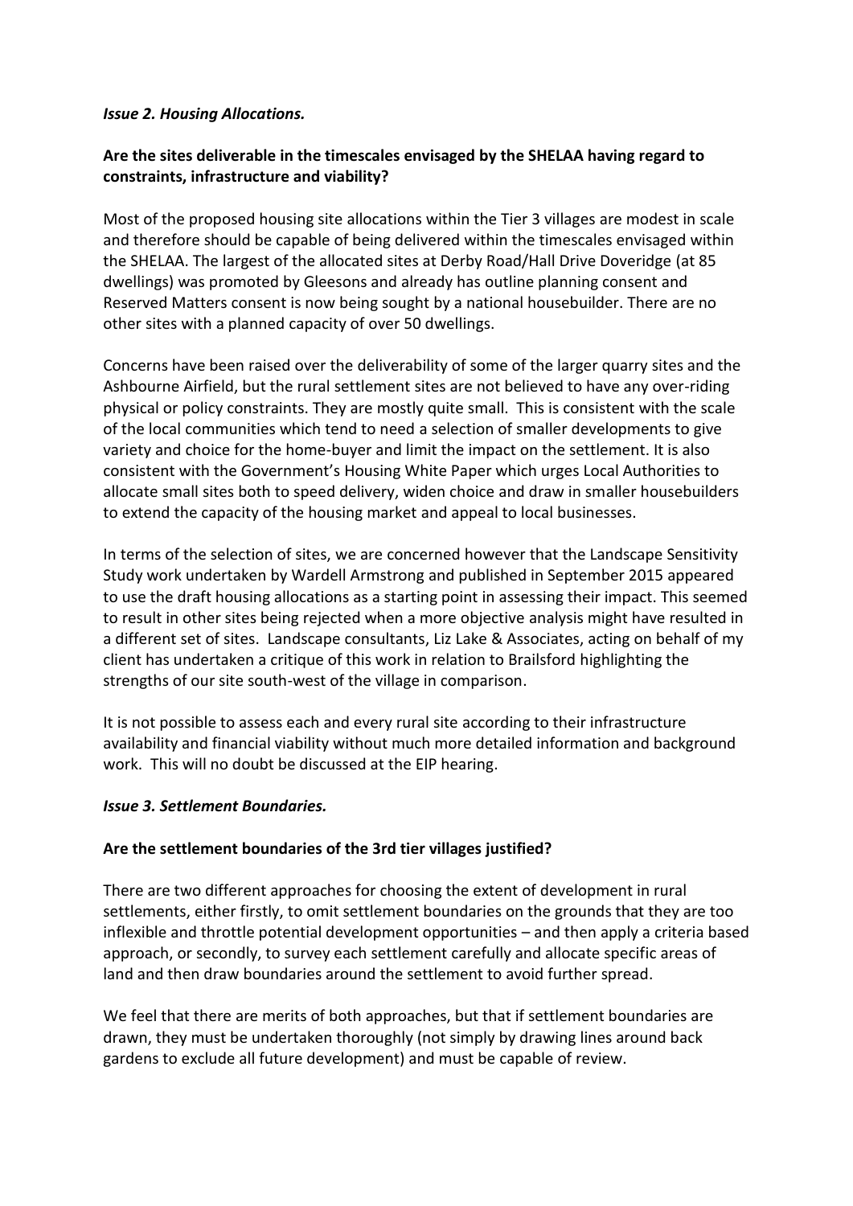***Issue 2. Housing Allocations.***

**Are the sites deliverable in the timescales envisaged by the SHELAA having regard to constraints, infrastructure and viability?**

Most of the proposed housing site allocations within the Tier 3 villages are modest in scale and therefore should be capable of being delivered within the timescales envisaged within the SHELAA. The largest of the allocated sites at Derby Road/Hall Drive Doveridge (at 85 dwellings) was promoted by Gleesons and already has outline planning consent and Reserved Matters consent is now being sought by a national housebuilder. There are no other sites with a planned capacity of over 50 dwellings.

Concerns have been raised over the deliverability of some of the larger quarry sites and the Ashbourne Airfield, but the rural settlement sites are not believed to have any over-riding physical or policy constraints. They are mostly quite small. This is consistent with the scale of the local communities which tend to need a selection of smaller developments to give variety and choice for the home-buyer and limit the impact on the settlement. It is also consistent with the Government's Housing White Paper which urges Local Authorities to allocate small sites both to speed delivery, widen choice and draw in smaller housebuilders to extend the capacity of the housing market and appeal to local businesses.

In terms of the selection of sites, we are concerned however that the Landscape Sensitivity Study work undertaken by Wardell Armstrong and published in September 2015 appeared to use the draft housing allocations as a starting point in assessing their impact. This seemed to result in other sites being rejected when a more objective analysis might have resulted in a different set of sites. Landscape consultants, Liz Lake & Associates, acting on behalf of my client has undertaken a critique of this work in relation to Brailsford highlighting the strengths of our site south-west of the village in comparison.

It is not possible to assess each and every rural site according to their infrastructure availability and financial viability without much more detailed information and background work. This will no doubt be discussed at the EIP hearing.

***Issue 3. Settlement Boundaries.***

**Are the settlement boundaries of the 3rd tier villages justified?**

There are two different approaches for choosing the extent of development in rural settlements, either firstly, to omit settlement boundaries on the grounds that they are too inflexible and throttle potential development opportunities – and then apply a criteria based approach, or secondly, to survey each settlement carefully and allocate specific areas of land and then draw boundaries around the settlement to avoid further spread.

We feel that there are merits of both approaches, but that if settlement boundaries are drawn, they must be undertaken thoroughly (not simply by drawing lines around back gardens to exclude all future development) and must be capable of review.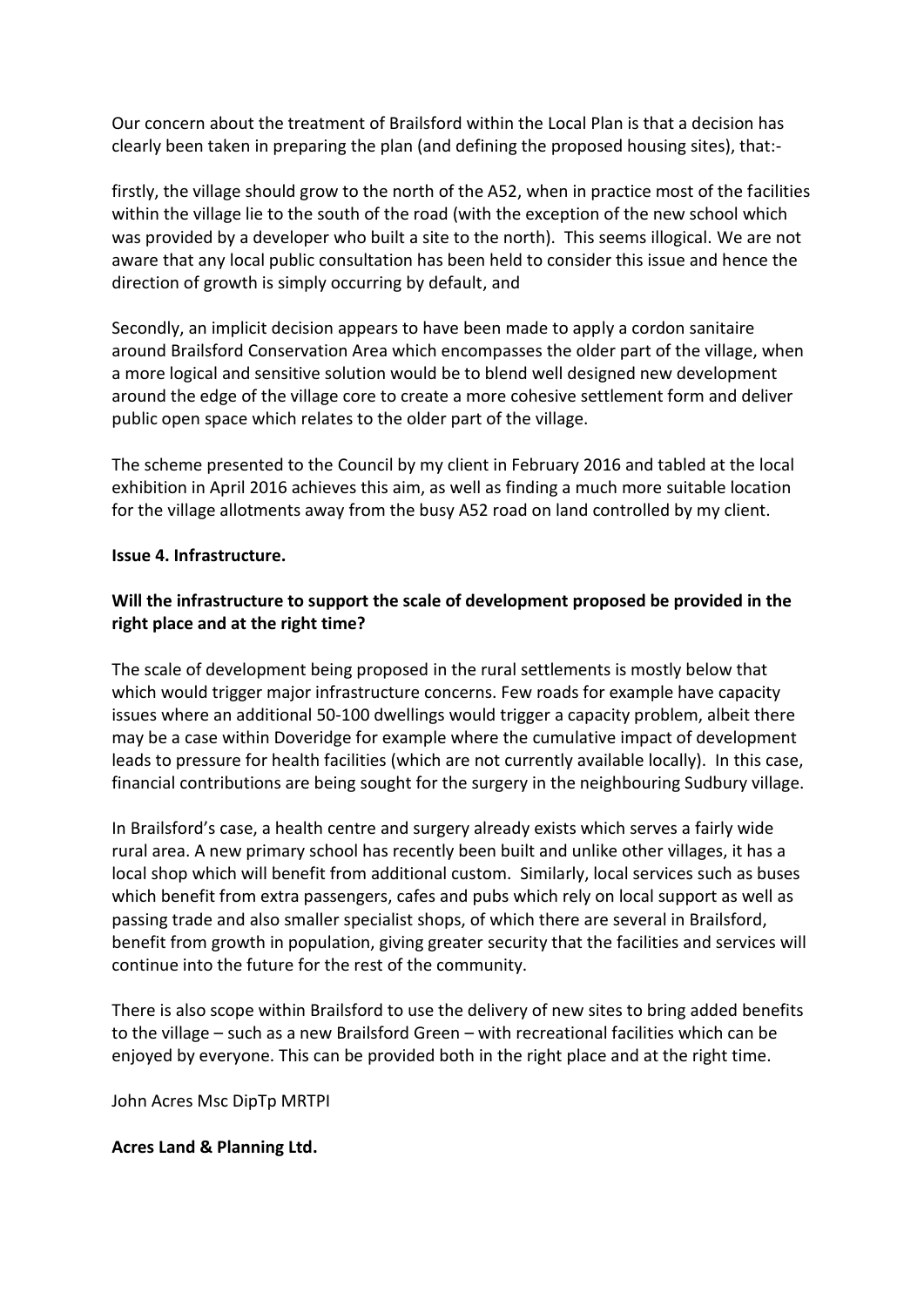Our concern about the treatment of Brailsford within the Local Plan is that a decision has clearly been taken in preparing the plan (and defining the proposed housing sites), that:-

firstly, the village should grow to the north of the A52, when in practice most of the facilities within the village lie to the south of the road (with the exception of the new school which was provided by a developer who built a site to the north). This seems illogical. We are not aware that any local public consultation has been held to consider this issue and hence the direction of growth is simply occurring by default, and

Secondly, an implicit decision appears to have been made to apply a cordon sanitaire around Brailsford Conservation Area which encompasses the older part of the village, when a more logical and sensitive solution would be to blend well designed new development around the edge of the village core to create a more cohesive settlement form and deliver public open space which relates to the older part of the village.

The scheme presented to the Council by my client in February 2016 and tabled at the local exhibition in April 2016 achieves this aim, as well as finding a much more suitable location for the village allotments away from the busy A52 road on land controlled by my client.

**Issue 4. Infrastructure.**

**Will the infrastructure to support the scale of development proposed be provided in the right place and at the right time?**

The scale of development being proposed in the rural settlements is mostly below that which would trigger major infrastructure concerns. Few roads for example have capacity issues where an additional 50-100 dwellings would trigger a capacity problem, albeit there may be a case within Doveridge for example where the cumulative impact of development leads to pressure for health facilities (which are not currently available locally). In this case, financial contributions are being sought for the surgery in the neighbouring Sudbury village.

In Brailsford's case, a health centre and surgery already exists which serves a fairly wide rural area. A new primary school has recently been built and unlike other villages, it has a local shop which will benefit from additional custom. Similarly, local services such as buses which benefit from extra passengers, cafes and pubs which rely on local support as well as passing trade and also smaller specialist shops, of which there are several in Brailsford, benefit from growth in population, giving greater security that the facilities and services will continue into the future for the rest of the community.

There is also scope within Brailsford to use the delivery of new sites to bring added benefits to the village – such as a new Brailsford Green – with recreational facilities which can be enjoyed by everyone. This can be provided both in the right place and at the right time.

John Acres Msc DipTp MRTPI

**Acres Land & Planning Ltd.**